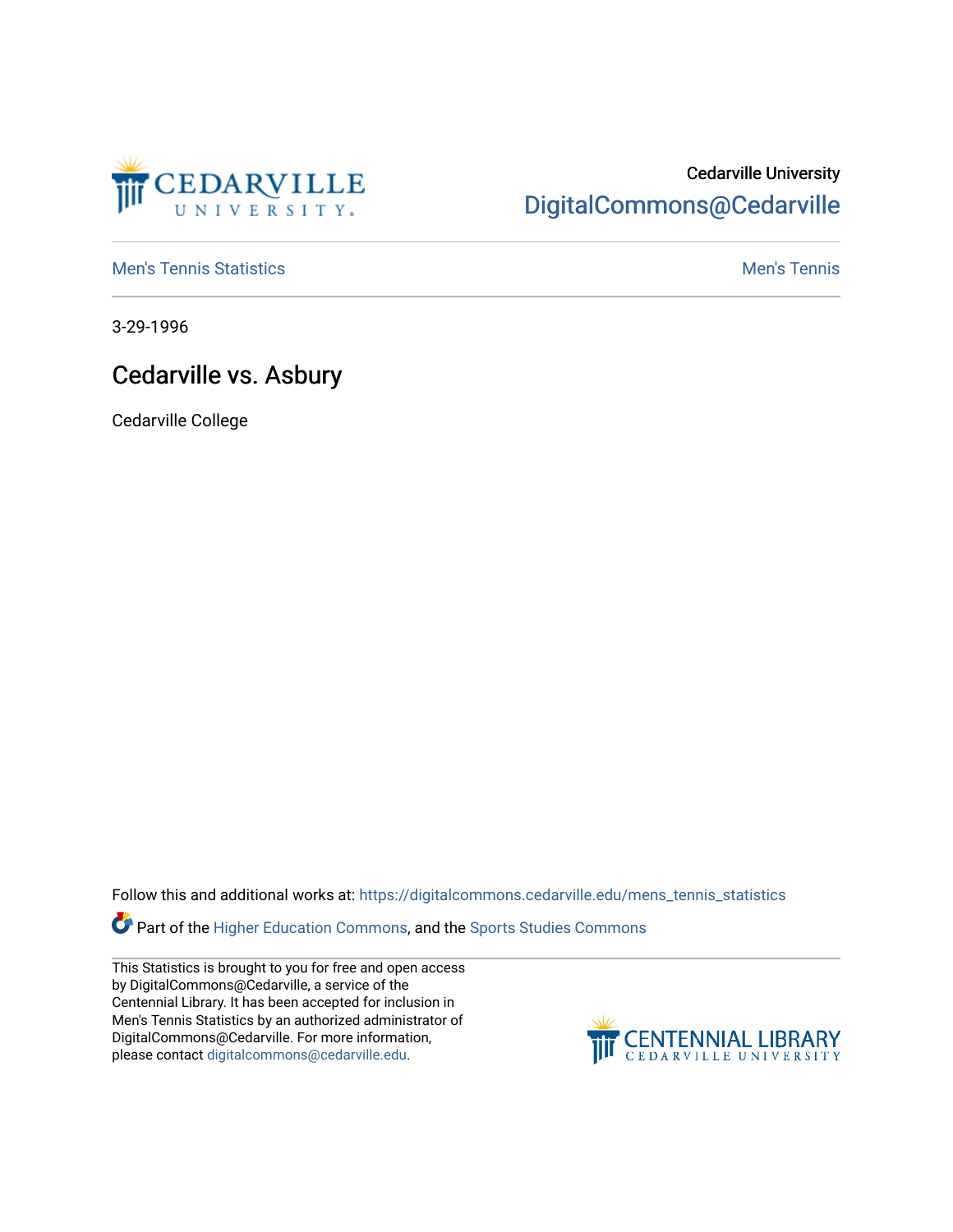Cedarville University
DigitalCommons@Cedarville

Men's Tennis Statistics | Men's Tennis

3-29-1996

# Cedarville vs. Asbury

Cedarville College

Follow this and additional works at: https://digitalcommons.cedarville.edu/mens_tennis_statistics

Part of the Higher Education Commons, and the Sports Studies Commons

This Statistics is brought to you for free and open access by DigitalCommons@Cedarville, a service of the Centennial Library. It has been accepted for inclusion in Men's Tennis Statistics by an authorized administrator of DigitalCommons@Cedarville. For more information, please contact digitalcommons@cedarville.edu.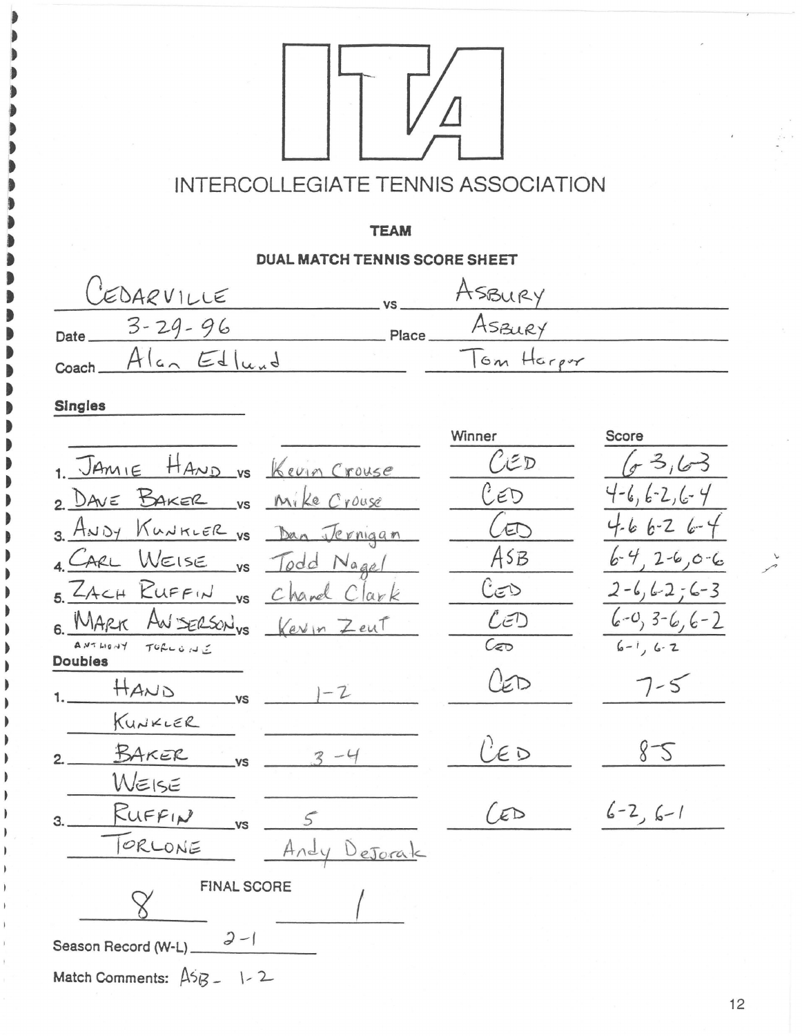# ITA

## INTERCOLLEGIATE TENNIS ASSOCIATION

**TEAM**

**DUAL MATCH TENNIS SCORE SHEET**

CEDARVILLE vs ASBURY

Date 3-29-96 Place ASBURY

Coach Alan Edlund Tom Harper

**Singles**

| | | | Winner | Score |
|---|---|---|---|---|
| 1. JAMIE HAND | vs | Kevin Crouse | CED | 6-3, 6-3 |
| 2. DAVE BAKER | vs | Mike Crouse | CED | 4-6, 6-2, 6-4 |
| 3. ANDY KUNKLER | vs | Dan Jernigan | CED | 4-6 6-2 6-4 |
| 4. CARL WEISE | vs | Todd Nagel | ASB | 6-4, 2-6, 0-6 |
| 5. ZACH RUFFIN | vs | Chanel Clark | CED | 2-6, 6-2, 6-3 |
| 6. MARK ANDERSON | vs | Kevin Zeut | CED | 6-0, 3-6, 6-2 |
| ANTHONY TORLONE | | | CED | 6-1, 6-2 |

**Doubles**

| | | | Winner | Score |
|---|---|---|---|---|
| 1. HAND / KUNKLER | vs | 1-2 | CED | 7-5 |
| 2. BAKER / WEISE | vs | 3-4 | CED | 8-5 |
| 3. RUFFIN / TORLONE | vs | 5 / Andy DeJorak | CED | 6-2, 6-1 |

**FINAL SCORE** 8 — 1

Season Record (W-L) 2-1

Match Comments: ASB - 1-2